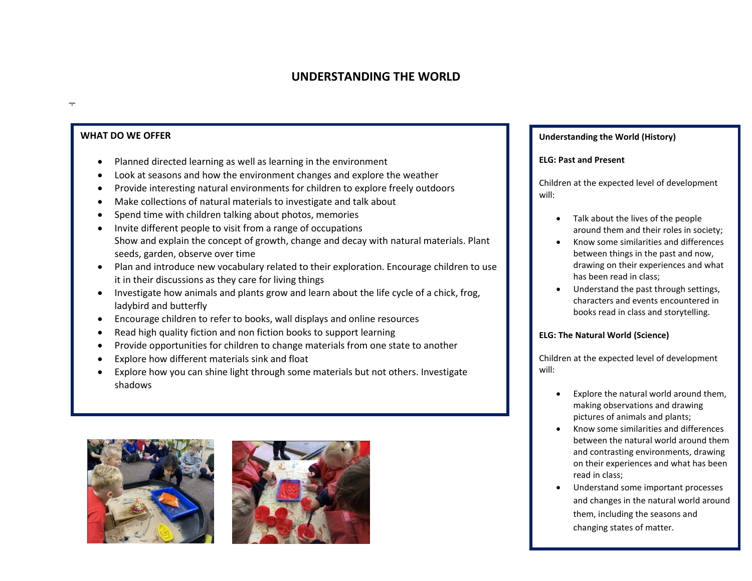# UNDERSTANDING THE WORLD

## WHAT DO WE OFFER

- Planned directed learning as well as learning in the environment
- Look at seasons and how the environment changes and explore the weather
- Provide interesting natural environments for children to explore freely outdoors
- Make collections of natural materials to investigate and talk about
- Spend time with children talking about photos, memories
- Invite different people to visit from a range of occupations
  Show and explain the concept of growth, change and decay with natural materials. Plant seeds, garden, observe over time
- Plan and introduce new vocabulary related to their exploration. Encourage children to use it in their discussions as they care for living things
- Investigate how animals and plants grow and learn about the life cycle of a chick, frog, ladybird and butterfly
- Encourage children to refer to books, wall displays and online resources
- Read high quality fiction and non fiction books to support learning
- Provide opportunities for children to change materials from one state to another
- Explore how different materials sink and float
- Explore how you can shine light through some materials but not others. Investigate shadows

## Understanding the World (History)

**ELG: Past and Present**

Children at the expected level of development will:

- Talk about the lives of the people around them and their roles in society;
- Know some similarities and differences between things in the past and now, drawing on their experiences and what has been read in class;
- Understand the past through settings, characters and events encountered in books read in class and storytelling.

**ELG: The Natural World (Science)**

Children at the expected level of development will:

- Explore the natural world around them, making observations and drawing pictures of animals and plants;
- Know some similarities and differences between the natural world around them and contrasting environments, drawing on their experiences and what has been read in class;
- Understand some important processes and changes in the natural world around them, including the seasons and changing states of matter.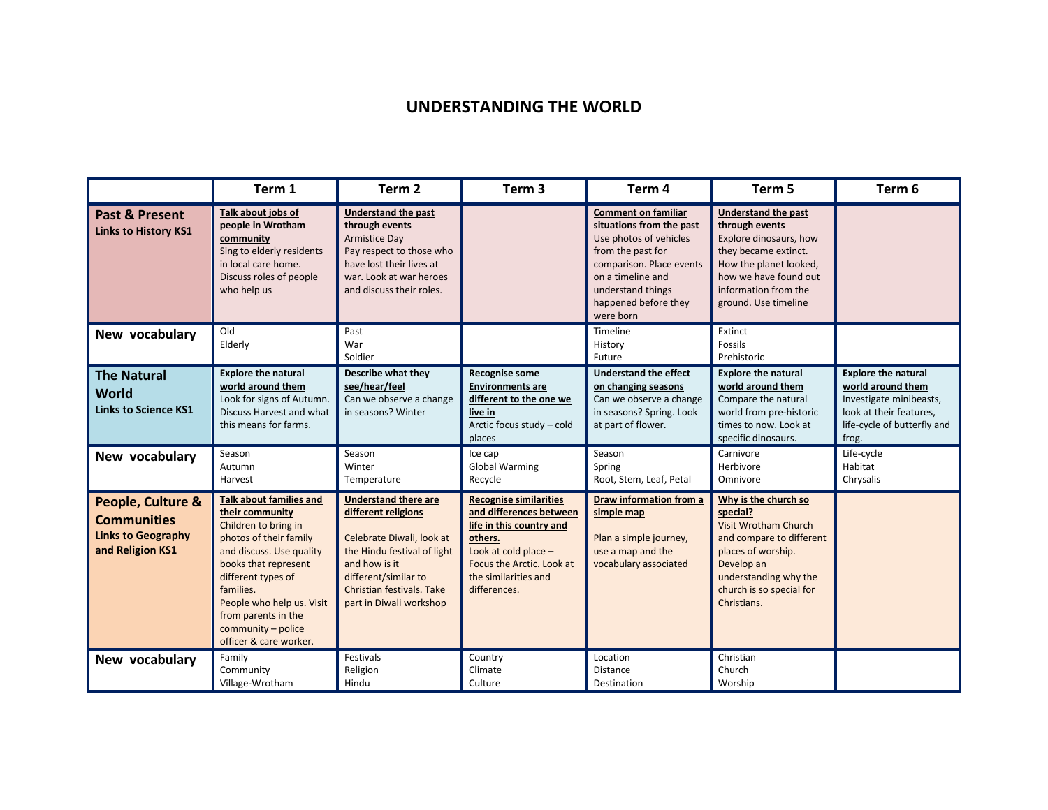# UNDERSTANDING THE WORLD

| | Term 1 | Term 2 | Term 3 | Term 4 | Term 5 | Term 6 |
|---|---|---|---|---|---|---|
| **Past & Present** **Links to History KS1** | **Talk about jobs of people in Wrotham community** Sing to elderly residents in local care home. Discuss roles of people who help us | **Understand the past through events** Armistice Day Pay respect to those who have lost their lives at war. Look at war heroes and discuss their roles. | | **Comment on familiar situations from the past** Use photos of vehicles from the past for comparison. Place events on a timeline and understand things happened before they were born | **Understand the past through events** Explore dinosaurs, how they became extinct. How the planet looked, how we have found out information from the ground. Use timeline | |
| **New vocabulary** | Old<br>Elderly | Past<br>War<br>Soldier | | Timeline<br>History<br>Future | Extinct<br>Fossils<br>Prehistoric | |
| **The Natural World** **Links to Science KS1** | **Explore the natural world around them** Look for signs of Autumn. Discuss Harvest and what this means for farms. | **Describe what they see/hear/feel** Can we observe a change in seasons? Winter | **Recognise some Environments are different to the one we live in** Arctic focus study – cold places | **Understand the effect on changing seasons** Can we observe a change in seasons? Spring. Look at part of flower. | **Explore the natural world around them** Compare the natural world from pre-historic times to now. Look at specific dinosaurs. | **Explore the natural world around them** Investigate minibeasts, look at their features, life-cycle of butterfly and frog. |
| **New vocabulary** | Season<br>Autumn<br>Harvest | Season<br>Winter<br>Temperature | Ice cap<br>Global Warming<br>Recycle | Season<br>Spring<br>Root, Stem, Leaf, Petal | Carnivore<br>Herbivore<br>Omnivore | Life-cycle<br>Habitat<br>Chrysalis |
| **People, Culture & Communities** **Links to Geography and Religion KS1** | **Talk about families and their community** Children to bring in photos of their family and discuss. Use quality books that represent different types of families. People who help us. Visit from parents in the community – police officer & care worker. | **Understand there are different religions** Celebrate Diwali, look at the Hindu festival of light and how is it different/similar to Christian festivals. Take part in Diwali workshop | **Recognise similarities and differences between life in this country and others.** Look at cold place – Focus the Arctic. Look at the similarities and differences. | **Draw information from a simple map** Plan a simple journey, use a map and the vocabulary associated | **Why is the church so special?** Visit Wrotham Church and compare to different places of worship. Develop an understanding why the church is so special for Christians. | |
| **New vocabulary** | Family<br>Community<br>Village-Wrotham | Festivals<br>Religion<br>Hindu | Country<br>Climate<br>Culture | Location<br>Distance<br>Destination | Christian<br>Church<br>Worship | |